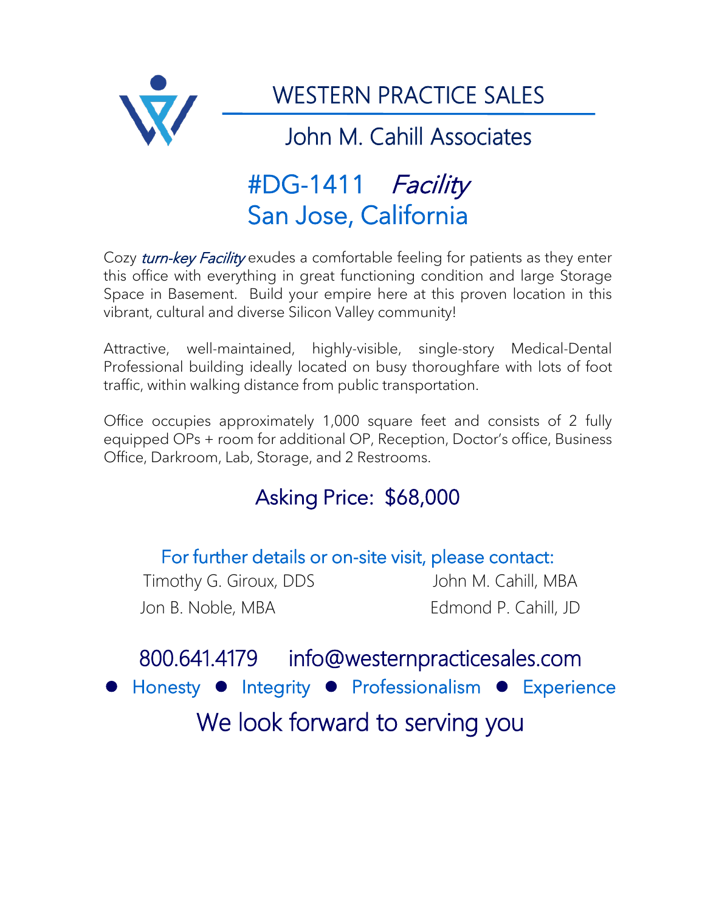# WESTERN PRACTICE SALES

## John M. Cahill Associates

## #DG-1411 *Facility*
## San Jose, California

Cozy *turn-key Facility* exudes a comfortable feeling for patients as they enter this office with everything in great functioning condition and large Storage Space in Basement. Build your empire here at this proven location in this vibrant, cultural and diverse Silicon Valley community!

Attractive, well-maintained, highly-visible, single-story Medical-Dental Professional building ideally located on busy thoroughfare with lots of foot traffic, within walking distance from public transportation.

Office occupies approximately 1,000 square feet and consists of 2 fully equipped OPs + room for additional OP, Reception, Doctor's office, Business Office, Darkroom, Lab, Storage, and 2 Restrooms.

### Asking Price: $68,000

For further details or on-site visit, please contact:

Timothy G. Giroux, DDS

Jon B. Noble, MBA

John M. Cahill, MBA

Edmond P. Cahill, JD

800.641.4179 info@westernpracticesales.com

● Honesty ● Integrity ● Professionalism ● Experience

We look forward to serving you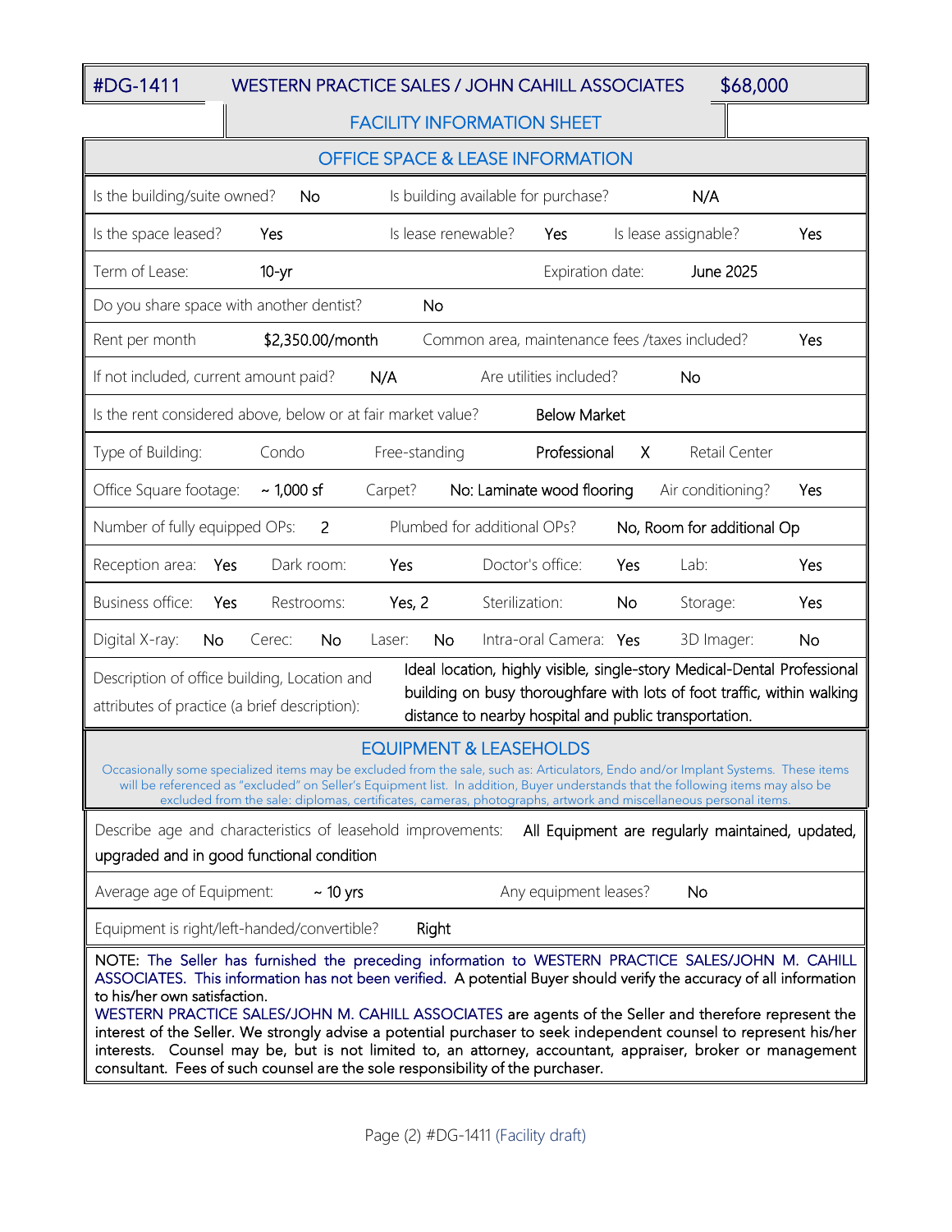| #DG-1411 | WESTERN PRACTICE SALES / JOHN CAHILL ASSOCIATES | $68,000 |
|---|---|---|

## FACILITY INFORMATION SHEET

### OFFICE SPACE & LEASE INFORMATION

| | | | | | |
|---|---|---|---|---|---|
| Is the building/suite owned? | No | Is building available for purchase? | N/A | | |
| Is the space leased? | Yes | Is lease renewable? | Yes | Is lease assignable? | Yes |
| Term of Lease: | 10-yr | Expiration date: | June 2025 | | |
| Do you share space with another dentist? | No | | | | |
| Rent per month | $2,350.00/month | Common area, maintenance fees /taxes included? | Yes | | |
| If not included, current amount paid? | N/A | Are utilities included? | No | | |
| Is the rent considered above, below or at fair market value? | Below Market | | | | |

| | | | | |
|---|---|---|---|---|
| Type of Building: | Condo | Free-standing | Professional X | Retail Center |

| | | | | | |
|---|---|---|---|---|---|
| Office Square footage: | ~ 1,000 sf | Carpet? | No: Laminate wood flooring | Air conditioning? | Yes |
| Number of fully equipped OPs: | 2 | Plumbed for additional OPs? | No, Room for additional Op | | |

| | | | | | | | |
|---|---|---|---|---|---|---|---|
| Reception area: | Yes | Dark room: | Yes | Doctor's office: | Yes | Lab: | Yes |
| Business office: | Yes | Restrooms: | Yes, 2 | Sterilization: | No | Storage: | Yes |

| | | | | | | | | | |
|---|---|---|---|---|---|---|---|---|---|
| Digital X-ray: | No | Cerec: | No | Laser: | No | Intra-oral Camera: | Yes | 3D Imager: | No |

| | |
|---|---|
| Description of office building, Location and attributes of practice (a brief description): | Ideal location, highly visible, single-story Medical-Dental Professional building on busy thoroughfare with lots of foot traffic, within walking distance to nearby hospital and public transportation. |

### EQUIPMENT & LEASEHOLDS

Occasionally some specialized items may be excluded from the sale, such as: Articulators, Endo and/or Implant Systems. These items will be referenced as "excluded" on Seller's Equipment list. In addition, Buyer understands that the following items may also be excluded from the sale: diplomas, certificates, cameras, photographs, artwork and miscellaneous personal items.

| | | | |
|---|---|---|---|
| Describe age and characteristics of leasehold improvements: | All Equipment are regularly maintained, updated, upgraded and in good functional condition | | |
| Average age of Equipment: | ~ 10 yrs | Any equipment leases? | No |
| Equipment is right/left-handed/convertible? | Right | | |

NOTE: The Seller has furnished the preceding information to WESTERN PRACTICE SALES/JOHN M. CAHILL ASSOCIATES. This information has not been verified. A potential Buyer should verify the accuracy of all information to his/her own satisfaction.

WESTERN PRACTICE SALES/JOHN M. CAHILL ASSOCIATES are agents of the Seller and therefore represent the interest of the Seller. We strongly advise a potential purchaser to seek independent counsel to represent his/her interests. Counsel may be, but is not limited to, an attorney, accountant, appraiser, broker or management consultant. Fees of such counsel are the sole responsibility of the purchaser.